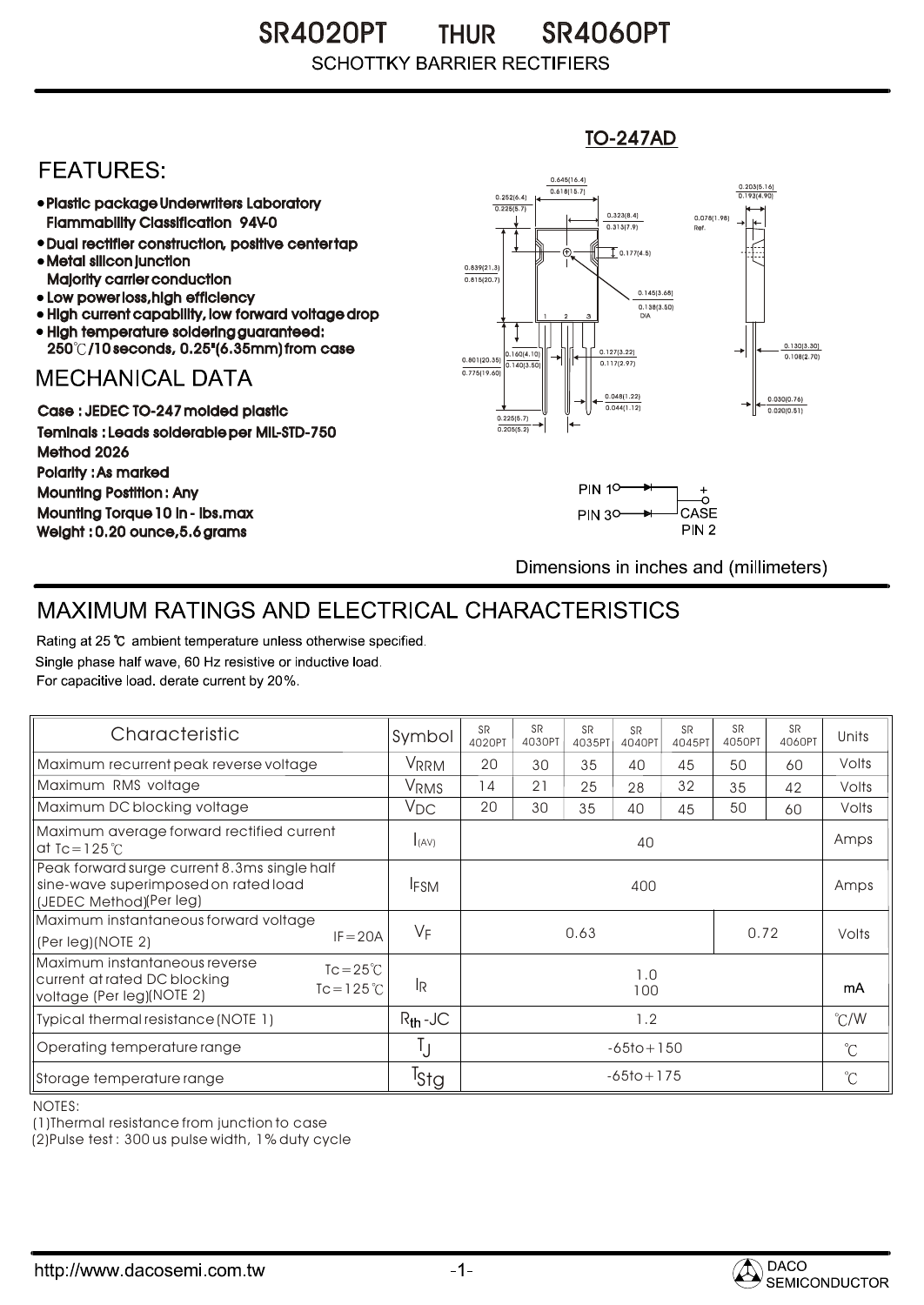# SR4020PT THUR SR4060PT

SCHOTTKY BARRIER RECTIFIERS

TO-247AD

## FEATURES:

- Plastic package Underwriters Laboratory Flammability Classification 94V-0
- Dual rectifier construction, positive center tap
- Metal silicon junction Majority carrier conduction
- Low power loss, high efficiency
- High current capability, low forward voltage drop
- High temperature soldering guaranteed: 250℃/10 seconds, 0.25"(6.35mm) from case

## MECHANICAL DATA

Case : JEDEC TO-247 molded plastic

Teminals : Leads solderable per MIL-STD-750 Method 2026

Polarity : As marked

Mounting Postition : Any

Mounting Torque 10 in - lbs.max

Weight : 0.20 ounce, 5.6 grams

PIN 1, PIN 3, + CASE PIN 2

Dimensions in inches and (millimeters)

## MAXIMUM RATINGS AND ELECTRICAL CHARACTERISTICS

Rating at 25 ℃ ambient temperature unless otherwise specified.
Single phase half wave, 60 Hz resistive or inductive load.
For capacitive load. derate current by 20%.

| Characteristic | Symbol | SR 4020PT | SR 4030PT | SR 4035PT | SR 4040PT | SR 4045PT | SR 4050PT | SR 4060PT | Units |
|---|---|---|---|---|---|---|---|---|---|
| Maximum recurrent peak reverse voltage | $V_{RRM}$ | 20 | 30 | 35 | 40 | 45 | 50 | 60 | Volts |
| Maximum RMS voltage | $V_{RMS}$ | 14 | 21 | 25 | 28 | 32 | 35 | 42 | Volts |
| Maximum DC blocking voltage | $V_{DC}$ | 20 | 30 | 35 | 40 | 45 | 50 | 60 | Volts |
| Maximum average forward rectified current at Tc=125℃ | $I_{(AV)}$ | 40 | | | | | | | Amps |
| Peak forward surge current 8.3ms single half sine-wave superimposed on rated load (JEDEC Method)(Per leg) | $I_{FSM}$ | 400 | | | | | | | Amps |
| Maximum instantaneous forward voltage (Per leg)(NOTE 2) IF=20A | $V_F$ | 0.63 | | | | | 0.72 | | Volts |
| Maximum instantaneous reverse current at rated DC blocking voltage (Per leg)(NOTE 2) Tc=25℃ / Tc=125℃ | $I_R$ | 1.0 / 100 | | | | | | | mA |
| Typical thermal resistance (NOTE 1) | $R_{th}$-JC | 1.2 | | | | | | | ℃/W |
| Operating temperature range | $T_J$ | -65to+150 | | | | | | | ℃ |
| Storage temperature range | $T_{Stg}$ | -65to+175 | | | | | | | ℃ |

NOTES:
(1)Thermal resistance from junction to case
(2)Pulse test : 300 us pulse width, 1% duty cycle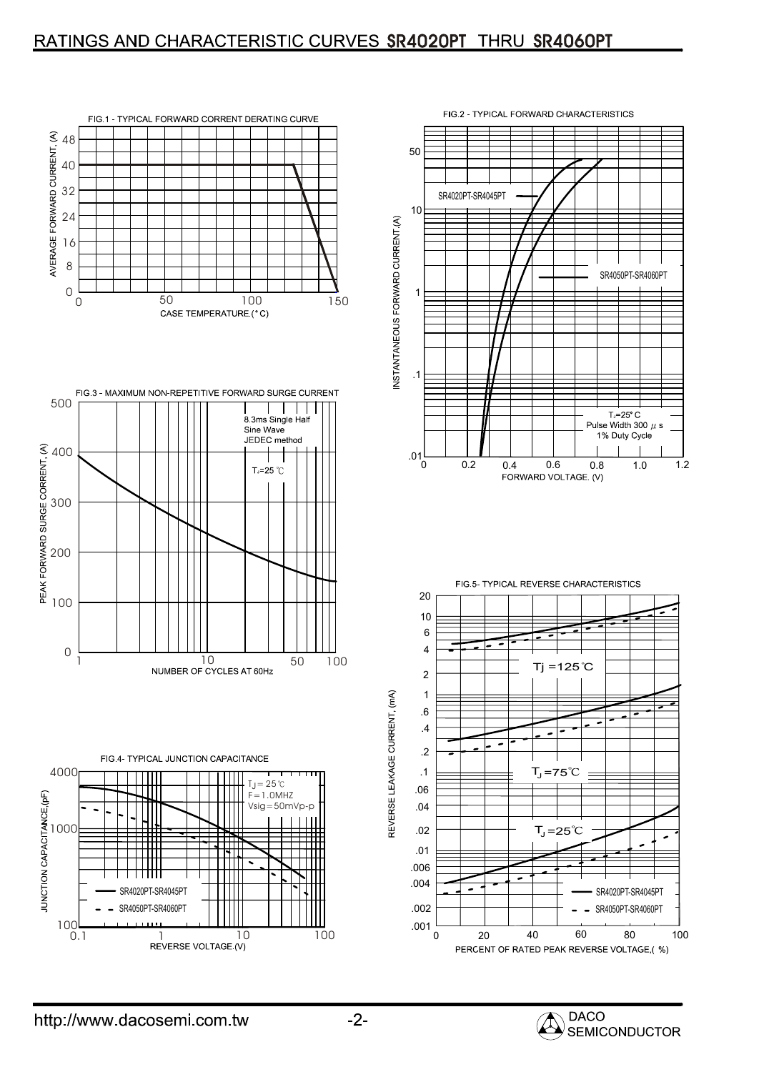# RATINGS AND CHARACTERISTIC CURVES SR4020PT THRU SR4060PT

FIG.1 - TYPICAL FORWARD CORRENT DERATING CURVE

AVERAGE FORWARD CURRENT, (A)

48
40
32
24
16
8
0

0 50 100 150

CASE TEMPERATURE.(°C)

FIG.2 - TYPICAL FORWARD CHARACTERISTICS

INSTANTANEOUS FORWARD CURRENT,(A)

50
10
1
.1
.01

SR4020PT-SR4045PT

SR4050PT-SR4060PT

$T_J$=25°C
Pulse Width 300 $\mu$ s
1% Duty Cycle

0 0.2 0.4 0.6 0.8 1.0 1.2

FORWARD VOLTAGE. (V)

FIG.3 - MAXIMUM NON-REPETITIVE FORWARD SURGE CURRENT

PEAK FORWARD SURGE CORRENT, (A)

500
400
300
200
100
0

8.3ms Single Half
Sine Wave
JEDEC method

$T_J$=25 ℃

1 10 50 100

NUMBER OF CYCLES AT 60Hz

FIG.4- TYPICAL JUNCTION CAPACITANCE

JUNCTION CAPACITANCE,(pF)

4000
1000
100

$T_J$= 25 ℃
F=1.0MHZ
Vsig=50mVp-p

SR4020PT-SR4045PT
SR4050PT-SR4060PT

0.1 1 10 100

REVERSE VOLTAGE.(V)

FIG.5- TYPICAL REVERSE CHARACTERISTICS

REVERSE LEAKAGE CURRENT, (mA)

20
10
6
4
2
1
.6
.4
.2
.1
.06
.04
.02
.01
.006
.004
.002
.001

Tj =125℃

$T_J$=75℃

$T_J$=25℃

SR4020PT-SR4045PT
SR4050PT-SR4060PT

0 20 40 60 80 100

PERCENT OF RATED PEAK REVERSE VOLTAGE,( %)

http://www.dacosemi.com.tw

DACO SEMICONDUCTOR